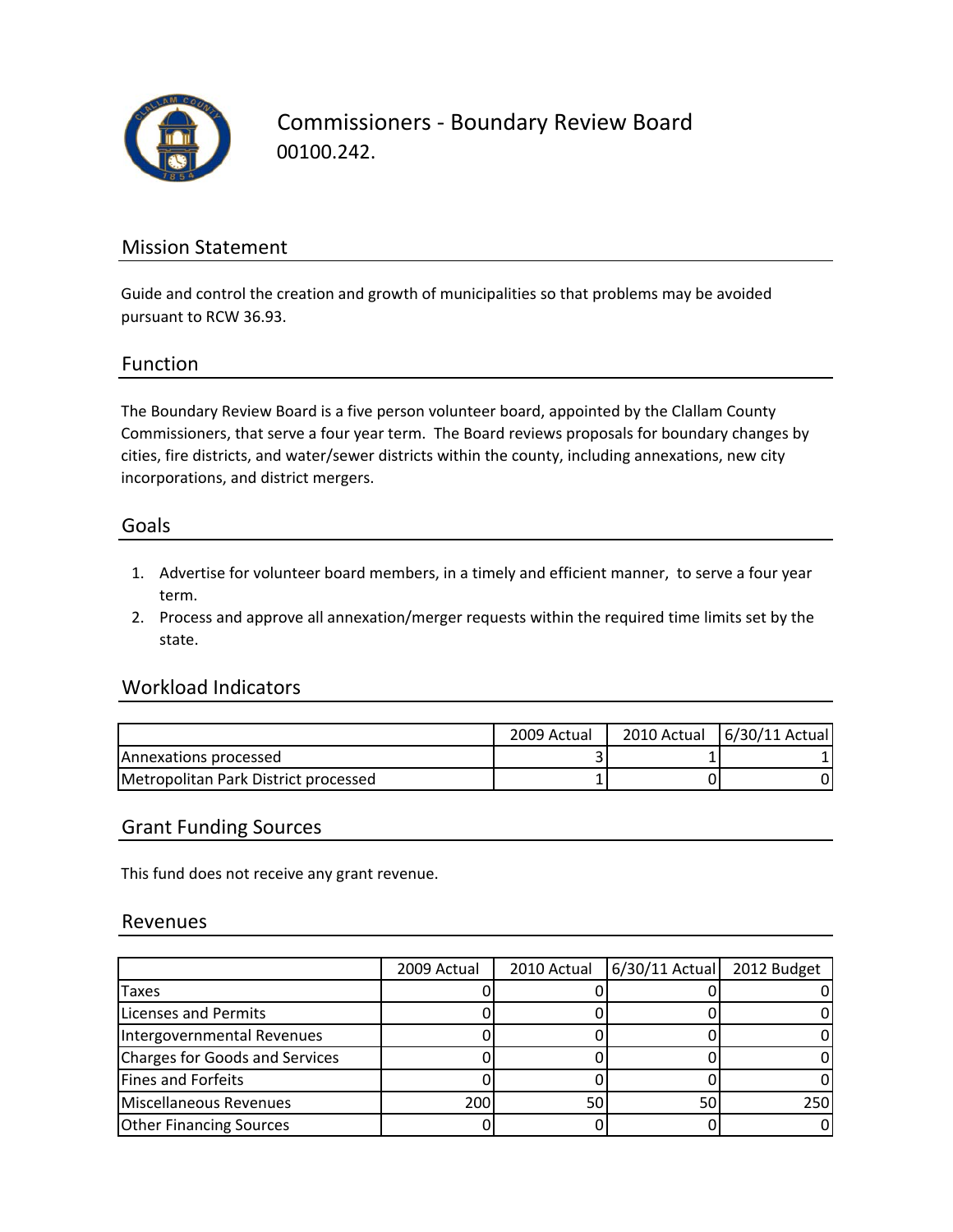# Commissioners - Boundary Review Board

00100.242.

## Mission Statement

Guide and control the creation and growth of municipalities so that problems may be avoided pursuant to RCW 36.93.

## Function

The Boundary Review Board is a five person volunteer board, appointed by the Clallam County Commissioners, that serve a four year term. The Board reviews proposals for boundary changes by cities, fire districts, and water/sewer districts within the county, including annexations, new city incorporations, and district mergers.

## Goals

1. Advertise for volunteer board members, in a timely and efficient manner, to serve a four year term.
2. Process and approve all annexation/merger requests within the required time limits set by the state.

## Workload Indicators

| | 2009 Actual | 2010 Actual | 6/30/11 Actual |
|---|---|---|---|
| Annexations processed | 3 | 1 | 1 |
| Metropolitan Park District processed | 1 | 0 | 0 |

## Grant Funding Sources

This fund does not receive any grant revenue.

## Revenues

| | 2009 Actual | 2010 Actual | 6/30/11 Actual | 2012 Budget |
|---|---|---|---|---|
| Taxes | 0 | 0 | 0 | 0 |
| Licenses and Permits | 0 | 0 | 0 | 0 |
| Intergovernmental Revenues | 0 | 0 | 0 | 0 |
| Charges for Goods and Services | 0 | 0 | 0 | 0 |
| Fines and Forfeits | 0 | 0 | 0 | 0 |
| Miscellaneous Revenues | 200 | 50 | 50 | 250 |
| Other Financing Sources | 0 | 0 | 0 | 0 |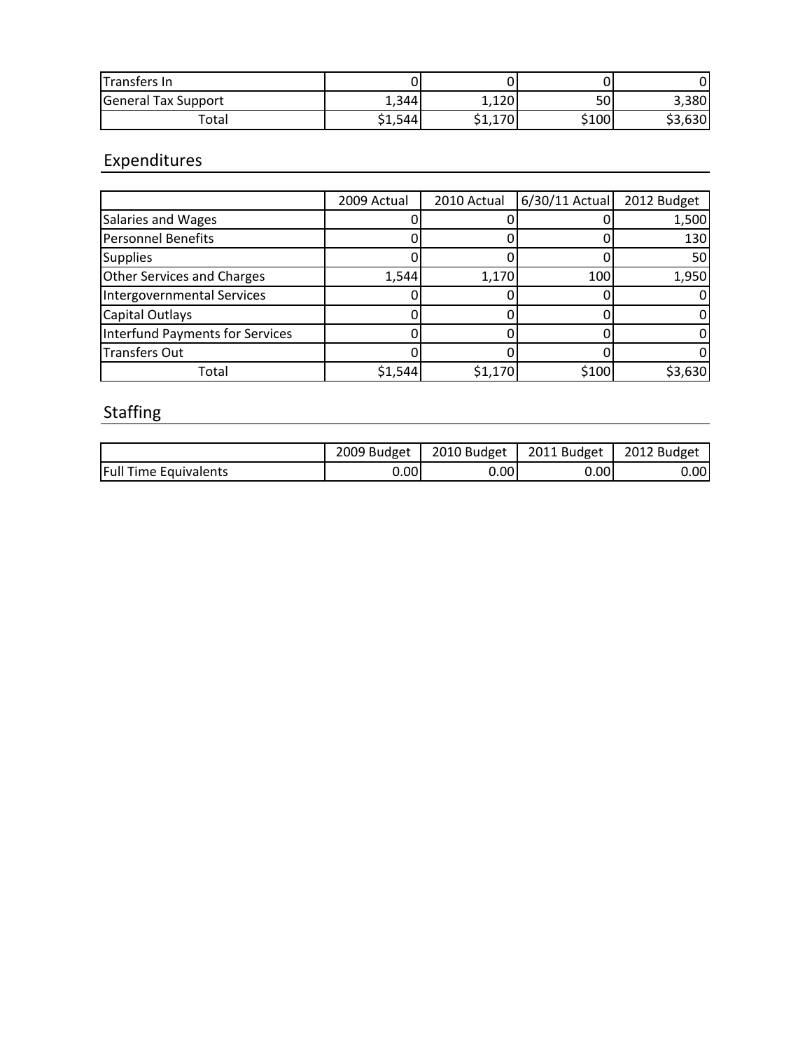| | | | | |
|---|---|---|---|---|
| Transfers In | 0 | 0 | 0 | 0 |
| General Tax Support | 1,344 | 1,120 | 50 | 3,380 |
| Total | $1,544 | $1,170 | $100 | $3,630 |

## Expenditures

| | 2009 Actual | 2010 Actual | 6/30/11 Actual | 2012 Budget |
|---|---|---|---|---|
| Salaries and Wages | 0 | 0 | 0 | 1,500 |
| Personnel Benefits | 0 | 0 | 0 | 130 |
| Supplies | 0 | 0 | 0 | 50 |
| Other Services and Charges | 1,544 | 1,170 | 100 | 1,950 |
| Intergovernmental Services | 0 | 0 | 0 | 0 |
| Capital Outlays | 0 | 0 | 0 | 0 |
| Interfund Payments for Services | 0 | 0 | 0 | 0 |
| Transfers Out | 0 | 0 | 0 | 0 |
| Total | $1,544 | $1,170 | $100 | $3,630 |

## Staffing

| | 2009 Budget | 2010 Budget | 2011 Budget | 2012 Budget |
|---|---|---|---|---|
| Full Time Equivalents | 0.00 | 0.00 | 0.00 | 0.00 |